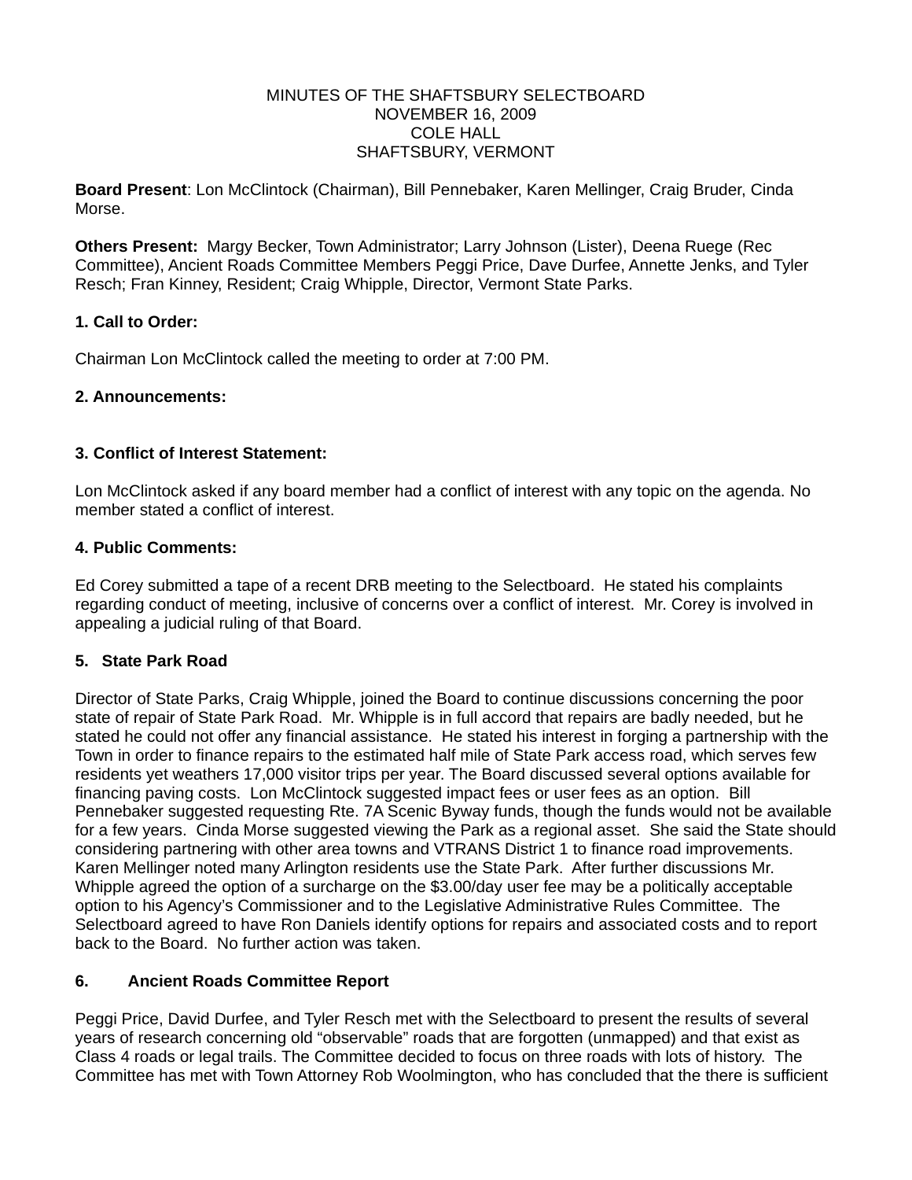MINUTES OF THE SHAFTSBURY SELECTBOARD
NOVEMBER 16, 2009
COLE HALL
SHAFTSBURY, VERMONT

**Board Present**: Lon McClintock (Chairman), Bill Pennebaker, Karen Mellinger, Craig Bruder, Cinda Morse.

**Others Present:** Margy Becker, Town Administrator; Larry Johnson (Lister), Deena Ruege (Rec Committee), Ancient Roads Committee Members Peggi Price, Dave Durfee, Annette Jenks, and Tyler Resch; Fran Kinney, Resident; Craig Whipple, Director, Vermont State Parks.

**1. Call to Order:**

Chairman Lon McClintock called the meeting to order at 7:00 PM.

**2. Announcements:**

**3. Conflict of Interest Statement:**

Lon McClintock asked if any board member had a conflict of interest with any topic on the agenda. No member stated a conflict of interest.

**4. Public Comments:**

Ed Corey submitted a tape of a recent DRB meeting to the Selectboard. He stated his complaints regarding conduct of meeting, inclusive of concerns over a conflict of interest. Mr. Corey is involved in appealing a judicial ruling of that Board.

**5. State Park Road**

Director of State Parks, Craig Whipple, joined the Board to continue discussions concerning the poor state of repair of State Park Road. Mr. Whipple is in full accord that repairs are badly needed, but he stated he could not offer any financial assistance. He stated his interest in forging a partnership with the Town in order to finance repairs to the estimated half mile of State Park access road, which serves few residents yet weathers 17,000 visitor trips per year. The Board discussed several options available for financing paving costs. Lon McClintock suggested impact fees or user fees as an option. Bill Pennebaker suggested requesting Rte. 7A Scenic Byway funds, though the funds would not be available for a few years. Cinda Morse suggested viewing the Park as a regional asset. She said the State should considering partnering with other area towns and VTRANS District 1 to finance road improvements. Karen Mellinger noted many Arlington residents use the State Park. After further discussions Mr. Whipple agreed the option of a surcharge on the $3.00/day user fee may be a politically acceptable option to his Agency's Commissioner and to the Legislative Administrative Rules Committee. The Selectboard agreed to have Ron Daniels identify options for repairs and associated costs and to report back to the Board. No further action was taken.

**6. Ancient Roads Committee Report**

Peggi Price, David Durfee, and Tyler Resch met with the Selectboard to present the results of several years of research concerning old "observable" roads that are forgotten (unmapped) and that exist as Class 4 roads or legal trails. The Committee decided to focus on three roads with lots of history. The Committee has met with Town Attorney Rob Woolmington, who has concluded that the there is sufficient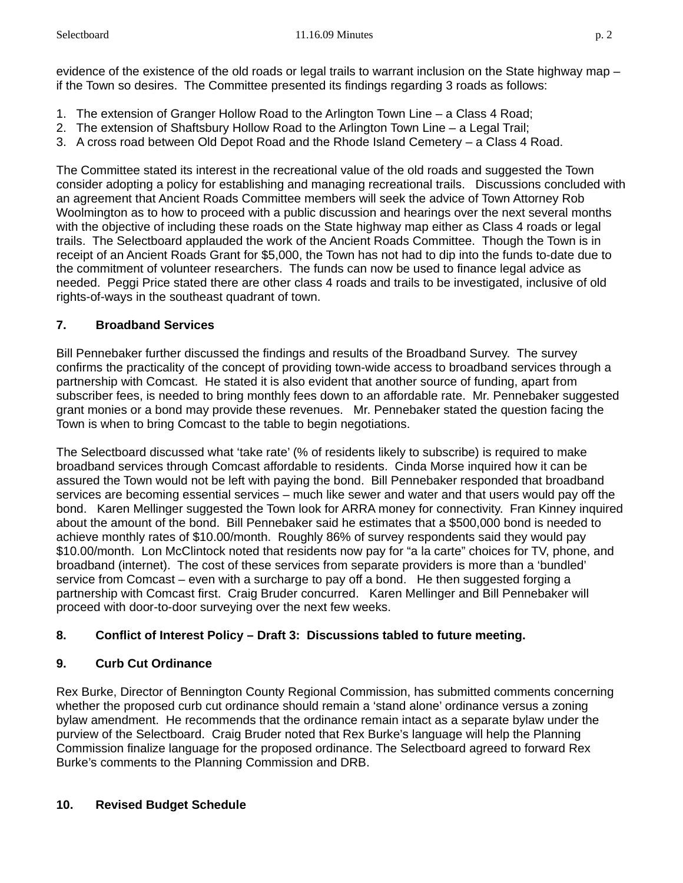evidence of the existence of the old roads or legal trails to warrant inclusion on the State highway map – if the Town so desires. The Committee presented its findings regarding 3 roads as follows:

1. The extension of Granger Hollow Road to the Arlington Town Line – a Class 4 Road;
2. The extension of Shaftsbury Hollow Road to the Arlington Town Line – a Legal Trail;
3. A cross road between Old Depot Road and the Rhode Island Cemetery – a Class 4 Road.

The Committee stated its interest in the recreational value of the old roads and suggested the Town consider adopting a policy for establishing and managing recreational trails. Discussions concluded with an agreement that Ancient Roads Committee members will seek the advice of Town Attorney Rob Woolmington as to how to proceed with a public discussion and hearings over the next several months with the objective of including these roads on the State highway map either as Class 4 roads or legal trails. The Selectboard applauded the work of the Ancient Roads Committee. Though the Town is in receipt of an Ancient Roads Grant for $5,000, the Town has not had to dip into the funds to-date due to the commitment of volunteer researchers. The funds can now be used to finance legal advice as needed. Peggi Price stated there are other class 4 roads and trails to be investigated, inclusive of old rights-of-ways in the southeast quadrant of town.

## 7. Broadband Services

Bill Pennebaker further discussed the findings and results of the Broadband Survey. The survey confirms the practicality of the concept of providing town-wide access to broadband services through a partnership with Comcast. He stated it is also evident that another source of funding, apart from subscriber fees, is needed to bring monthly fees down to an affordable rate. Mr. Pennebaker suggested grant monies or a bond may provide these revenues. Mr. Pennebaker stated the question facing the Town is when to bring Comcast to the table to begin negotiations.

The Selectboard discussed what 'take rate' (% of residents likely to subscribe) is required to make broadband services through Comcast affordable to residents. Cinda Morse inquired how it can be assured the Town would not be left with paying the bond. Bill Pennebaker responded that broadband services are becoming essential services – much like sewer and water and that users would pay off the bond. Karen Mellinger suggested the Town look for ARRA money for connectivity. Fran Kinney inquired about the amount of the bond. Bill Pennebaker said he estimates that a $500,000 bond is needed to achieve monthly rates of $10.00/month. Roughly 86% of survey respondents said they would pay $10.00/month. Lon McClintock noted that residents now pay for "a la carte" choices for TV, phone, and broadband (internet). The cost of these services from separate providers is more than a 'bundled' service from Comcast – even with a surcharge to pay off a bond. He then suggested forging a partnership with Comcast first. Craig Bruder concurred. Karen Mellinger and Bill Pennebaker will proceed with door-to-door surveying over the next few weeks.

## 8. Conflict of Interest Policy – Draft 3: Discussions tabled to future meeting.

## 9. Curb Cut Ordinance

Rex Burke, Director of Bennington County Regional Commission, has submitted comments concerning whether the proposed curb cut ordinance should remain a 'stand alone' ordinance versus a zoning bylaw amendment. He recommends that the ordinance remain intact as a separate bylaw under the purview of the Selectboard. Craig Bruder noted that Rex Burke's language will help the Planning Commission finalize language for the proposed ordinance. The Selectboard agreed to forward Rex Burke's comments to the Planning Commission and DRB.

## 10. Revised Budget Schedule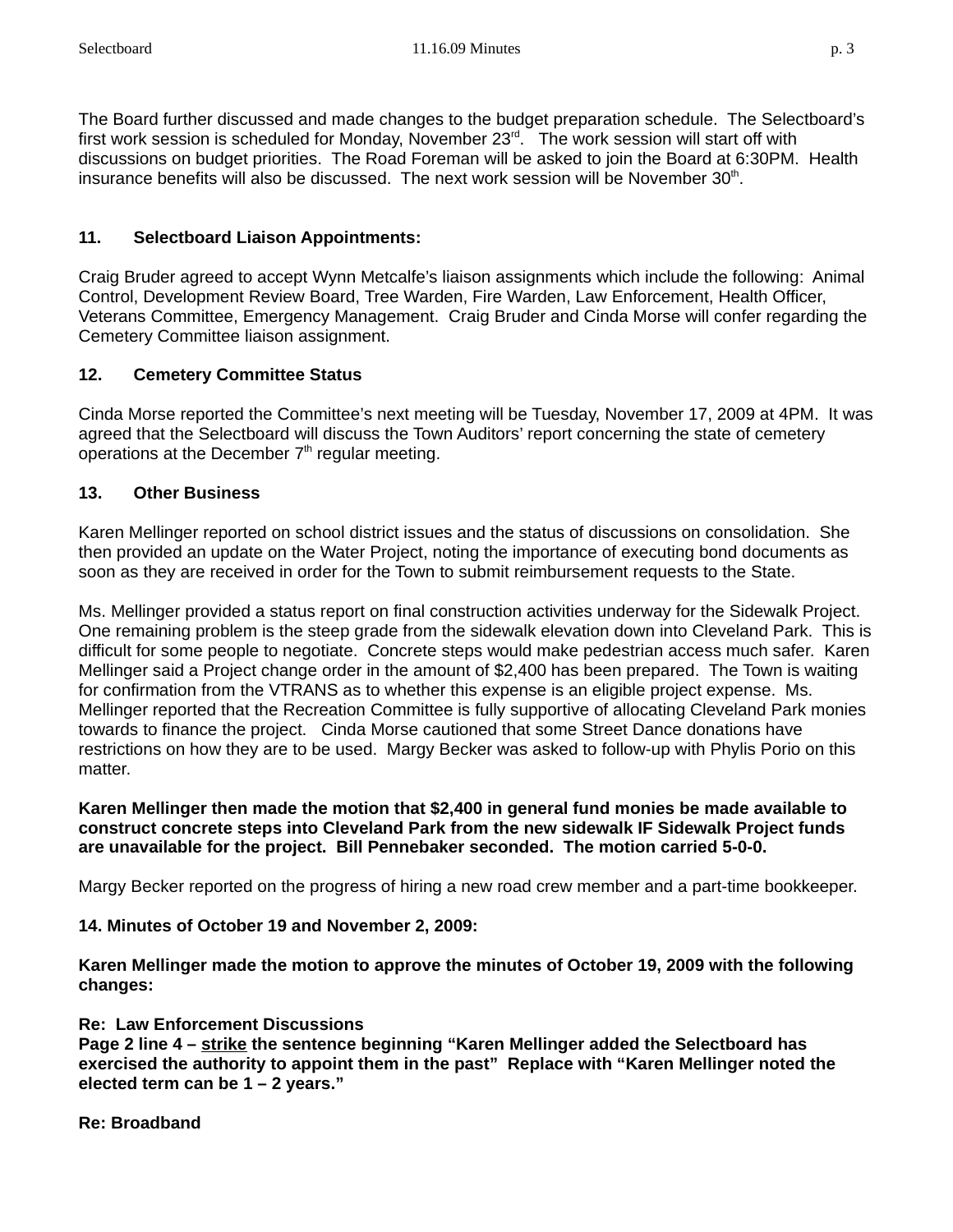The Board further discussed and made changes to the budget preparation schedule. The Selectboard's first work session is scheduled for Monday, November 23rd. The work session will start off with discussions on budget priorities. The Road Foreman will be asked to join the Board at 6:30PM. Health insurance benefits will also be discussed. The next work session will be November 30th.

**11. Selectboard Liaison Appointments:**

Craig Bruder agreed to accept Wynn Metcalfe's liaison assignments which include the following: Animal Control, Development Review Board, Tree Warden, Fire Warden, Law Enforcement, Health Officer, Veterans Committee, Emergency Management. Craig Bruder and Cinda Morse will confer regarding the Cemetery Committee liaison assignment.

**12. Cemetery Committee Status**

Cinda Morse reported the Committee's next meeting will be Tuesday, November 17, 2009 at 4PM. It was agreed that the Selectboard will discuss the Town Auditors' report concerning the state of cemetery operations at the December 7th regular meeting.

**13. Other Business**

Karen Mellinger reported on school district issues and the status of discussions on consolidation. She then provided an update on the Water Project, noting the importance of executing bond documents as soon as they are received in order for the Town to submit reimbursement requests to the State.

Ms. Mellinger provided a status report on final construction activities underway for the Sidewalk Project. One remaining problem is the steep grade from the sidewalk elevation down into Cleveland Park. This is difficult for some people to negotiate. Concrete steps would make pedestrian access much safer. Karen Mellinger said a Project change order in the amount of $2,400 has been prepared. The Town is waiting for confirmation from the VTRANS as to whether this expense is an eligible project expense. Ms. Mellinger reported that the Recreation Committee is fully supportive of allocating Cleveland Park monies towards to finance the project. Cinda Morse cautioned that some Street Dance donations have restrictions on how they are to be used. Margy Becker was asked to follow-up with Phylis Porio on this matter.

**Karen Mellinger then made the motion that $2,400 in general fund monies be made available to construct concrete steps into Cleveland Park from the new sidewalk IF Sidewalk Project funds are unavailable for the project. Bill Pennebaker seconded. The motion carried 5-0-0.**

Margy Becker reported on the progress of hiring a new road crew member and a part-time bookkeeper.

**14. Minutes of October 19 and November 2, 2009:**

**Karen Mellinger made the motion to approve the minutes of October 19, 2009 with the following changes:**

**Re: Law Enforcement Discussions**
**Page 2 line 4 – strike the sentence beginning "Karen Mellinger added the Selectboard has exercised the authority to appoint them in the past" Replace with "Karen Mellinger noted the elected term can be 1 – 2 years."**

**Re: Broadband**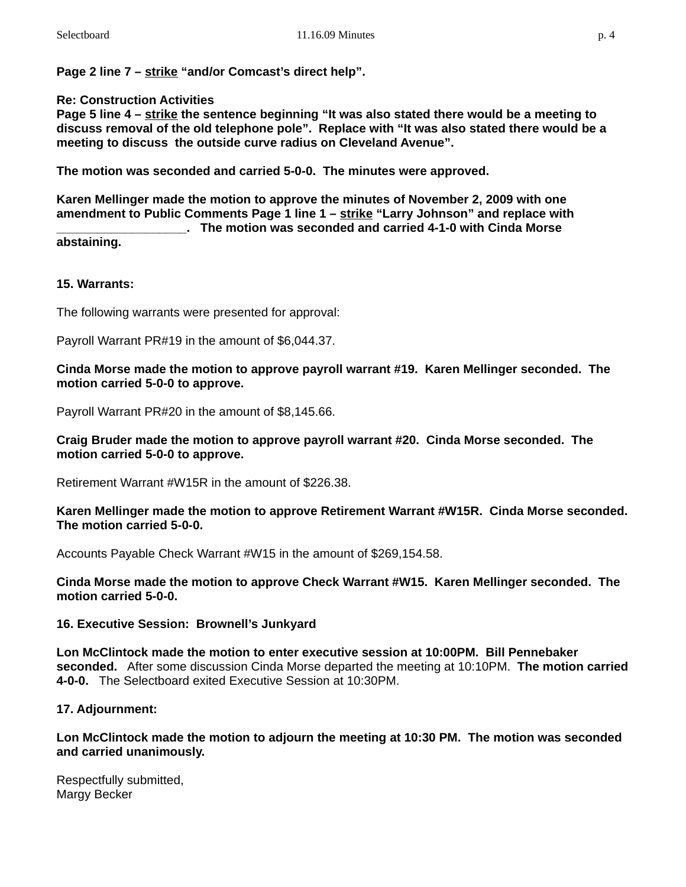**Page 2 line 7 – <u>strike</u> "and/or Comcast's direct help".**

**Re: Construction Activities**
**Page 5 line 4 – <u>strike</u> the sentence beginning "It was also stated there would be a meeting to discuss removal of the old telephone pole". Replace with "It was also stated there would be a meeting to discuss the outside curve radius on Cleveland Avenue".**

**The motion was seconded and carried 5-0-0. The minutes were approved.**

**Karen Mellinger made the motion to approve the minutes of November 2, 2009 with one amendment to Public Comments Page 1 line 1 – <u>strike</u> "Larry Johnson" and replace with ___________________. The motion was seconded and carried 4-1-0 with Cinda Morse abstaining.**

**15. Warrants:**

The following warrants were presented for approval:

Payroll Warrant PR#19 in the amount of $6,044.37.

**Cinda Morse made the motion to approve payroll warrant #19. Karen Mellinger seconded. The motion carried 5-0-0 to approve.**

Payroll Warrant PR#20 in the amount of $8,145.66.

**Craig Bruder made the motion to approve payroll warrant #20. Cinda Morse seconded. The motion carried 5-0-0 to approve.**

Retirement Warrant #W15R in the amount of $226.38.

**Karen Mellinger made the motion to approve Retirement Warrant #W15R. Cinda Morse seconded. The motion carried 5-0-0.**

Accounts Payable Check Warrant #W15 in the amount of $269,154.58.

**Cinda Morse made the motion to approve Check Warrant #W15. Karen Mellinger seconded. The motion carried 5-0-0.**

**16. Executive Session: Brownell's Junkyard**

**Lon McClintock made the motion to enter executive session at 10:00PM. Bill Pennebaker seconded.** After some discussion Cinda Morse departed the meeting at 10:10PM. **The motion carried 4-0-0.** The Selectboard exited Executive Session at 10:30PM.

**17. Adjournment:**

**Lon McClintock made the motion to adjourn the meeting at 10:30 PM. The motion was seconded and carried unanimously.**

Respectfully submitted,
Margy Becker